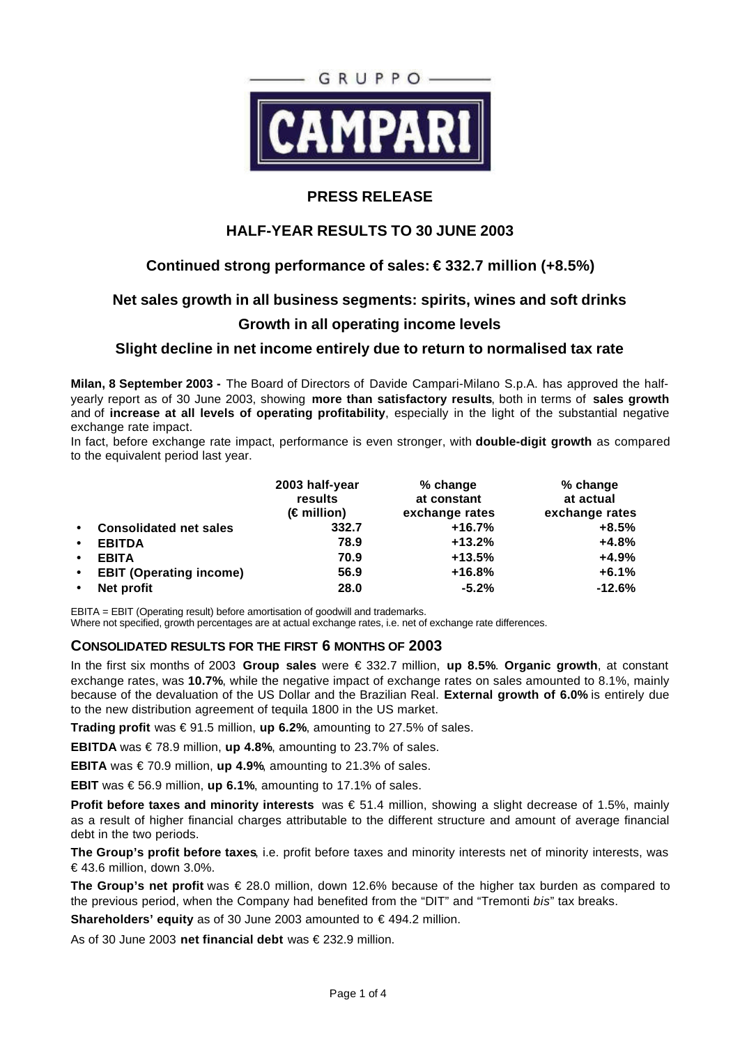GRUPPO CAMPARI

# PRESS RELEASE

## HALF-YEAR RESULTS TO 30 JUNE 2003

### Continued strong performance of sales: € 332.7 million (+8.5%)

### Net sales growth in all business segments: spirits, wines and soft drinks

### Growth in all operating income levels

### Slight decline in net income entirely due to return to normalised tax rate

**Milan, 8 September 2003 -** The Board of Directors of Davide Campari-Milano S.p.A. has approved the half-yearly report as of 30 June 2003, showing **more than satisfactory results**, both in terms of **sales growth** and of **increase at all levels of operating profitability**, especially in the light of the substantial negative exchange rate impact.

In fact, before exchange rate impact, performance is even stronger, with **double-digit growth** as compared to the equivalent period last year.

| | 2003 half-year results (€ million) | % change at constant exchange rates | % change at actual exchange rates |
|---|---|---|---|
| • **Consolidated net sales** | **332.7** | **+16.7%** | **+8.5%** |
| • **EBITDA** | **78.9** | **+13.2%** | **+4.8%** |
| • **EBITA** | **70.9** | **+13.5%** | **+4.9%** |
| • **EBIT (Operating income)** | **56.9** | **+16.8%** | **+6.1%** |
| • **Net profit** | **28.0** | **-5.2%** | **-12.6%** |

EBITA = EBIT (Operating result) before amortisation of goodwill and trademarks.
Where not specified, growth percentages are at actual exchange rates, i.e. net of exchange rate differences.

## CONSOLIDATED RESULTS FOR THE FIRST 6 MONTHS OF 2003

In the first six months of 2003 **Group sales** were € 332.7 million, **up 8.5%**. **Organic growth**, at constant exchange rates, was **10.7%**, while the negative impact of exchange rates on sales amounted to 8.1%, mainly because of the devaluation of the US Dollar and the Brazilian Real. **External growth of 6.0%** is entirely due to the new distribution agreement of tequila 1800 in the US market.

**Trading profit** was € 91.5 million, **up 6.2%**, amounting to 27.5% of sales.

**EBITDA** was € 78.9 million, **up 4.8%**, amounting to 23.7% of sales.

**EBITA** was € 70.9 million, **up 4.9%**, amounting to 21.3% of sales.

**EBIT** was € 56.9 million, **up 6.1%**, amounting to 17.1% of sales.

**Profit before taxes and minority interests** was € 51.4 million, showing a slight decrease of 1.5%, mainly as a result of higher financial charges attributable to the different structure and amount of average financial debt in the two periods.

**The Group's profit before taxes**, i.e. profit before taxes and minority interests net of minority interests, was € 43.6 million, down 3.0%.

**The Group's net profit** was € 28.0 million, down 12.6% because of the higher tax burden as compared to the previous period, when the Company had benefited from the "DIT" and "Tremonti *bis*" tax breaks.

**Shareholders' equity** as of 30 June 2003 amounted to € 494.2 million.

As of 30 June 2003 **net financial debt** was € 232.9 million.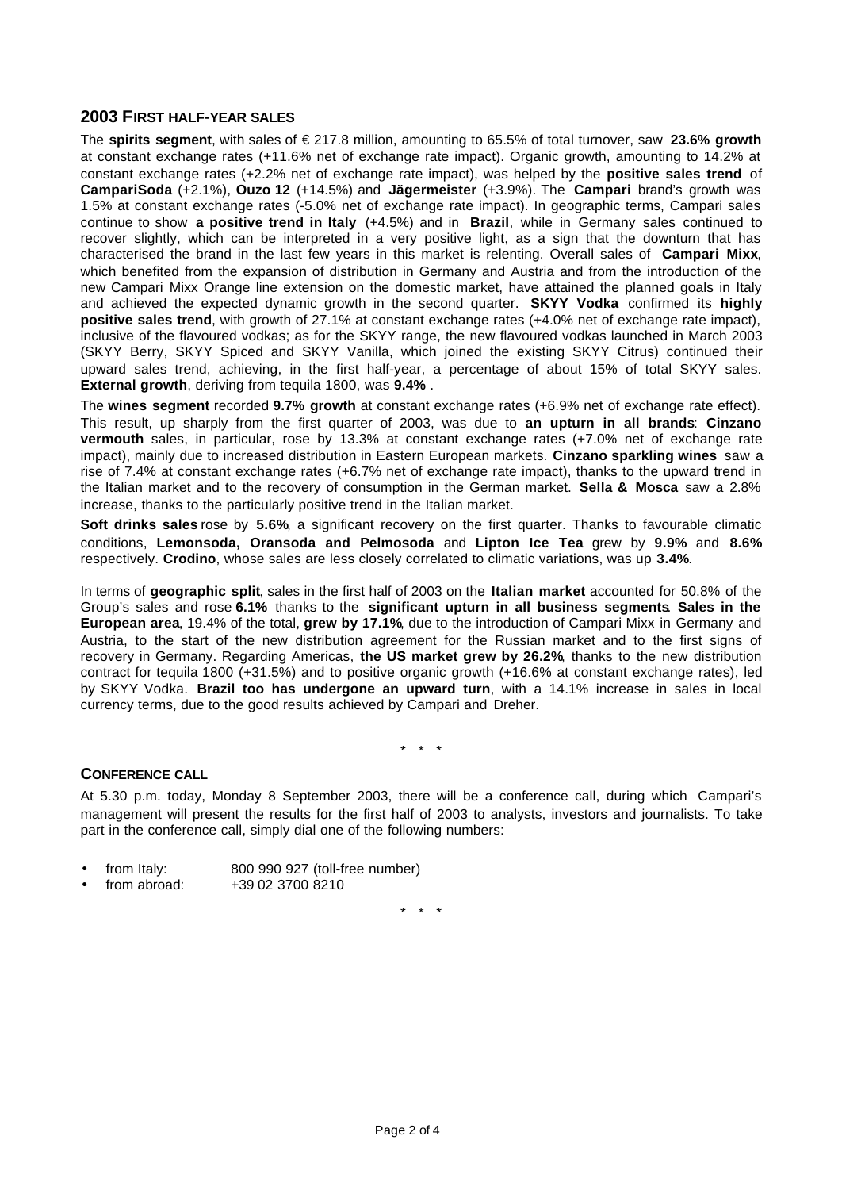## 2003 FIRST HALF-YEAR SALES

The **spirits segment**, with sales of € 217.8 million, amounting to 65.5% of total turnover, saw **23.6% growth** at constant exchange rates (+11.6% net of exchange rate impact). Organic growth, amounting to 14.2% at constant exchange rates (+2.2% net of exchange rate impact), was helped by the **positive sales trend** of **CampariSoda** (+2.1%), **Ouzo 12** (+14.5%) and **Jägermeister** (+3.9%). The **Campari** brand's growth was 1.5% at constant exchange rates (-5.0% net of exchange rate impact). In geographic terms, Campari sales continue to show **a positive trend in Italy** (+4.5%) and in **Brazil**, while in Germany sales continued to recover slightly, which can be interpreted in a very positive light, as a sign that the downturn that has characterised the brand in the last few years in this market is relenting. Overall sales of **Campari Mixx**, which benefited from the expansion of distribution in Germany and Austria and from the introduction of the new Campari Mixx Orange line extension on the domestic market, have attained the planned goals in Italy and achieved the expected dynamic growth in the second quarter. **SKYY Vodka** confirmed its **highly positive sales trend**, with growth of 27.1% at constant exchange rates (+4.0% net of exchange rate impact), inclusive of the flavoured vodkas; as for the SKYY range, the new flavoured vodkas launched in March 2003 (SKYY Berry, SKYY Spiced and SKYY Vanilla, which joined the existing SKYY Citrus) continued their upward sales trend, achieving, in the first half-year, a percentage of about 15% of total SKYY sales. **External growth**, deriving from tequila 1800, was **9.4%** .

The **wines segment** recorded **9.7% growth** at constant exchange rates (+6.9% net of exchange rate effect). This result, up sharply from the first quarter of 2003, was due to **an upturn in all brands**: **Cinzano vermouth** sales, in particular, rose by 13.3% at constant exchange rates (+7.0% net of exchange rate impact), mainly due to increased distribution in Eastern European markets. **Cinzano sparkling wines** saw a rise of 7.4% at constant exchange rates (+6.7% net of exchange rate impact), thanks to the upward trend in the Italian market and to the recovery of consumption in the German market. **Sella & Mosca** saw a 2.8% increase, thanks to the particularly positive trend in the Italian market.

**Soft drinks sales** rose by **5.6%**, a significant recovery on the first quarter. Thanks to favourable climatic conditions, **Lemonsoda, Oransoda and Pelmosoda** and **Lipton Ice Tea** grew by **9.9%** and **8.6%** respectively. **Crodino**, whose sales are less closely correlated to climatic variations, was up **3.4%**.

In terms of **geographic split**, sales in the first half of 2003 on the **Italian market** accounted for 50.8% of the Group's sales and rose **6.1%** thanks to the **significant upturn in all business segments**. **Sales in the European area**, 19.4% of the total, **grew by 17.1%**, due to the introduction of Campari Mixx in Germany and Austria, to the start of the new distribution agreement for the Russian market and to the first signs of recovery in Germany. Regarding Americas, **the US market grew by 26.2%**, thanks to the new distribution contract for tequila 1800 (+31.5%) and to positive organic growth (+16.6% at constant exchange rates), led by SKYY Vodka. **Brazil too has undergone an upward turn**, with a 14.1% increase in sales in local currency terms, due to the good results achieved by Campari and Dreher.

\* \* \*

## CONFERENCE CALL

At 5.30 p.m. today, Monday 8 September 2003, there will be a conference call, during which Campari's management will present the results for the first half of 2003 to analysts, investors and journalists. To take part in the conference call, simply dial one of the following numbers:

- from Italy: 800 990 927 (toll-free number)
- from abroad: +39 02 3700 8210

\* \* \*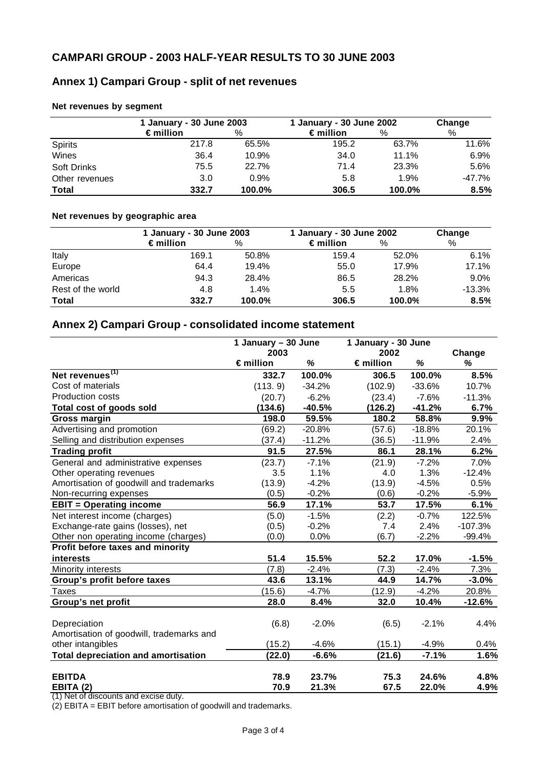## CAMPARI GROUP - 2003 HALF-YEAR RESULTS TO 30 JUNE 2003

## Annex 1) Campari Group - split of net revenues

**Net revenues by segment**

| | 1 January - 30 June 2003 | | 1 January - 30 June 2002 | | Change |
|---|---|---|---|---|---|
| | € million | % | € million | % | % |
| Spirits | 217.8 | 65.5% | 195.2 | 63.7% | 11.6% |
| Wines | 36.4 | 10.9% | 34.0 | 11.1% | 6.9% |
| Soft Drinks | 75.5 | 22.7% | 71.4 | 23.3% | 5.6% |
| Other revenues | 3.0 | 0.9% | 5.8 | 1.9% | -47.7% |
| **Total** | **332.7** | **100.0%** | **306.5** | **100.0%** | **8.5%** |

**Net revenues by geographic area**

| | 1 January - 30 June 2003 | | 1 January - 30 June 2002 | | Change |
|---|---|---|---|---|---|
| | € million | % | € million | % | % |
| Italy | 169.1 | 50.8% | 159.4 | 52.0% | 6.1% |
| Europe | 64.4 | 19.4% | 55.0 | 17.9% | 17.1% |
| Americas | 94.3 | 28.4% | 86.5 | 28.2% | 9.0% |
| Rest of the world | 4.8 | 1.4% | 5.5 | 1.8% | -13.3% |
| **Total** | **332.7** | **100.0%** | **306.5** | **100.0%** | **8.5%** |

## Annex 2) Campari Group - consolidated income statement

| | 1 January – 30 June 2003 | | 1 January - 30 June 2002 | | Change |
|---|---|---|---|---|---|
| | € million | % | € million | % | % |
| **Net revenues[1]** | **332.7** | **100.0%** | **306.5** | **100.0%** | **8.5%** |
| Cost of materials | (113. 9) | -34.2% | (102.9) | -33.6% | 10.7% |
| Production costs | (20.7) | -6.2% | (23.4) | -7.6% | -11.3% |
| **Total cost of goods sold** | **(134.6)** | **-40.5%** | **(126.2)** | **-41.2%** | **6.7%** |
| **Gross margin** | **198.0** | **59.5%** | **180.2** | **58.8%** | **9.9%** |
| Advertising and promotion | (69.2) | -20.8% | (57.6) | -18.8% | 20.1% |
| Selling and distribution expenses | (37.4) | -11.2% | (36.5) | -11.9% | 2.4% |
| **Trading profit** | **91.5** | **27.5%** | **86.1** | **28.1%** | **6.2%** |
| General and administrative expenses | (23.7) | -7.1% | (21.9) | -7.2% | 7.0% |
| Other operating revenues | 3.5 | 1.1% | 4.0 | 1.3% | -12.4% |
| Amortisation of goodwill and trademarks | (13.9) | -4.2% | (13.9) | -4.5% | 0.5% |
| Non-recurring expenses | (0.5) | -0.2% | (0.6) | -0.2% | -5.9% |
| **EBIT = Operating income** | **56.9** | **17.1%** | **53.7** | **17.5%** | **6.1%** |
| Net interest income (charges) | (5.0) | -1.5% | (2.2) | -0.7% | 122.5% |
| Exchange-rate gains (losses), net | (0.5) | -0.2% | 7.4 | 2.4% | -107.3% |
| Other non operating income (charges) | (0.0) | 0.0% | (6.7) | -2.2% | -99.4% |
| **Profit before taxes and minority interests** | **51.4** | **15.5%** | **52.2** | **17.0%** | **-1.5%** |
| Minority interests | (7.8) | -2.4% | (7.3) | -2.4% | 7.3% |
| **Group's profit before taxes** | **43.6** | **13.1%** | **44.9** | **14.7%** | **-3.0%** |
| Taxes | (15.6) | -4.7% | (12.9) | -4.2% | 20.8% |
| **Group's net profit** | **28.0** | **8.4%** | **32.0** | **10.4%** | **-12.6%** |
| | | | | | |
| Depreciation | (6.8) | -2.0% | (6.5) | -2.1% | 4.4% |
| Amortisation of goodwill, trademarks and other intangibles | (15.2) | -4.6% | (15.1) | -4.9% | 0.4% |
| **Total depreciation and amortisation** | **(22.0)** | **-6.6%** | **(21.6)** | **-7.1%** | **1.6%** |
| | | | | | |
| **EBITDA** | **78.9** | **23.7%** | **75.3** | **24.6%** | **4.8%** |
| **EBITA (2)** | **70.9** | **21.3%** | **67.5** | **22.0%** | **4.9%** |

(1) Net of discounts and excise duty.

(2) EBITA = EBIT before amortisation of goodwill and trademarks.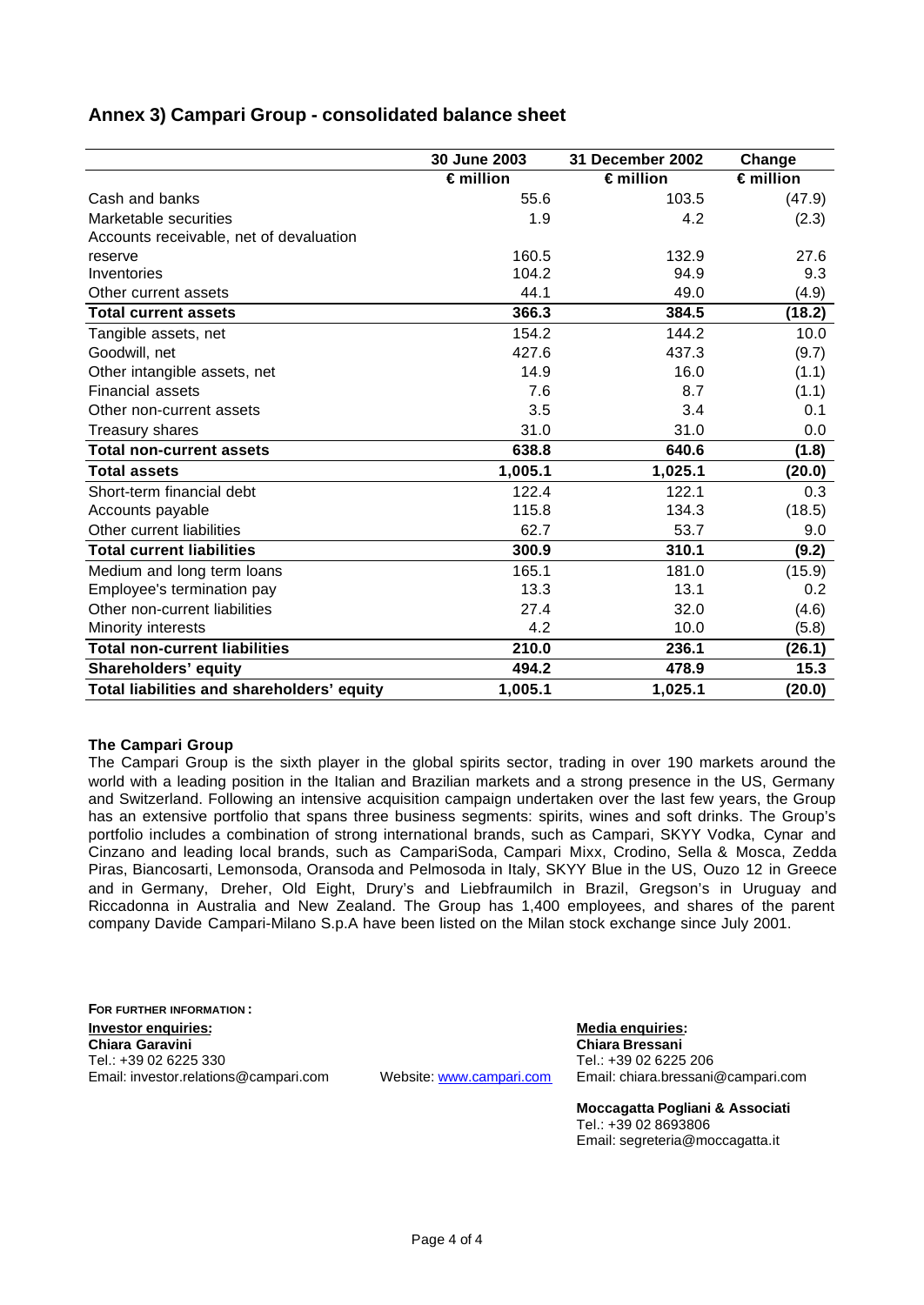## Annex 3) Campari Group - consolidated balance sheet

| | 30 June 2003 | 31 December 2002 | Change |
|---|---|---|---|
| | € million | € million | € million |
| Cash and banks | 55.6 | 103.5 | (47.9) |
| Marketable securities | 1.9 | 4.2 | (2.3) |
| Accounts receivable, net of devaluation reserve | 160.5 | 132.9 | 27.6 |
| Inventories | 104.2 | 94.9 | 9.3 |
| Other current assets | 44.1 | 49.0 | (4.9) |
| **Total current assets** | **366.3** | **384.5** | **(18.2)** |
| Tangible assets, net | 154.2 | 144.2 | 10.0 |
| Goodwill, net | 427.6 | 437.3 | (9.7) |
| Other intangible assets, net | 14.9 | 16.0 | (1.1) |
| Financial assets | 7.6 | 8.7 | (1.1) |
| Other non-current assets | 3.5 | 3.4 | 0.1 |
| Treasury shares | 31.0 | 31.0 | 0.0 |
| **Total non-current assets** | **638.8** | **640.6** | **(1.8)** |
| **Total assets** | **1,005.1** | **1,025.1** | **(20.0)** |
| Short-term financial debt | 122.4 | 122.1 | 0.3 |
| Accounts payable | 115.8 | 134.3 | (18.5) |
| Other current liabilities | 62.7 | 53.7 | 9.0 |
| **Total current liabilities** | **300.9** | **310.1** | **(9.2)** |
| Medium and long term loans | 165.1 | 181.0 | (15.9) |
| Employee's termination pay | 13.3 | 13.1 | 0.2 |
| Other non-current liabilities | 27.4 | 32.0 | (4.6) |
| Minority interests | 4.2 | 10.0 | (5.8) |
| **Total non-current liabilities** | **210.0** | **236.1** | **(26.1)** |
| **Shareholders' equity** | **494.2** | **478.9** | **15.3** |
| **Total liabilities and shareholders' equity** | **1,005.1** | **1,025.1** | **(20.0)** |

**The Campari Group**

The Campari Group is the sixth player in the global spirits sector, trading in over 190 markets around the world with a leading position in the Italian and Brazilian markets and a strong presence in the US, Germany and Switzerland. Following an intensive acquisition campaign undertaken over the last few years, the Group has an extensive portfolio that spans three business segments: spirits, wines and soft drinks. The Group's portfolio includes a combination of strong international brands, such as Campari, SKYY Vodka, Cynar and Cinzano and leading local brands, such as CampariSoda, Campari Mixx, Crodino, Sella & Mosca, Zedda Piras, Biancosarti, Lemonsoda, Oransoda and Pelmosoda in Italy, SKYY Blue in the US, Ouzo 12 in Greece and in Germany, Dreher, Old Eight, Drury's and Liebfraumilch in Brazil, Gregson's in Uruguay and Riccadonna in Australia and New Zealand. The Group has 1,400 employees, and shares of the parent company Davide Campari-Milano S.p.A have been listed on the Milan stock exchange since July 2001.

**FOR FURTHER INFORMATION:**

**Investor enquiries:**
**Chiara Garavini**
Tel.: +39 02 6225 330
Email: investor.relations@campari.com

Website: www.campari.com

**Media enquiries:**
**Chiara Bressani**
Tel.: +39 02 6225 206
Email: chiara.bressani@campari.com

**Moccagatta Pogliani & Associati**
Tel.: +39 02 8693806
Email: segreteria@moccagatta.it